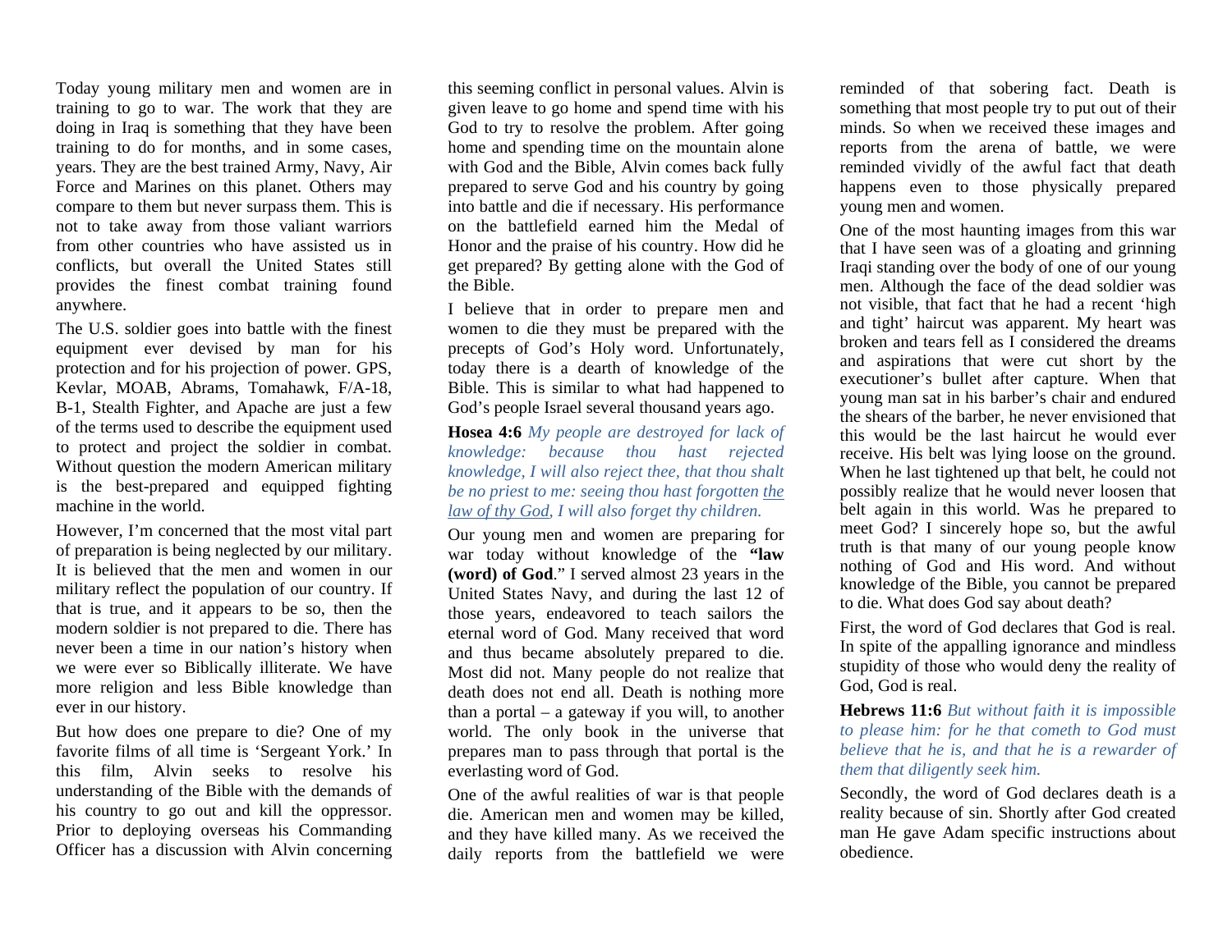Today young military men and women are in training to go to war. The work that they are doing in Iraq is something that they have been training to do for months, and in some cases, years. They are the best trained Army, Navy, Air Force and Marines on this planet. Others may compare to them but never surpass them. This is not to take away from those valiant warriors from other countries who have assisted us in conflicts, but overall the United States still provides the finest combat training found anywhere.

The U.S. soldier goes into battle with the finest equipment ever devised by man for his protection and for his projection of power. GPS, Kevlar, MOAB, Abrams, Tomahawk, F/A-18, B-1, Stealth Fighter, and Apache are just a few of the terms used to describe the equipment used to protect and project the soldier in combat. Without question the modern American military is the best-prepared and equipped fighting machine in the world.

However, I'm concerned that the most vital part of preparation is being neglected by our military. It is believed that the men and women in our military reflect the population of our country. If that is true, and it appears to be so, then the modern soldier is not prepared to die. There has never been a time in our nation's history when we were ever so Biblically illiterate. We have more religion and less Bible knowledge than ever in our history.

But how does one prepare to die? One of my favorite films of all time is 'Sergeant York.' In this film, Alvin seeks to resolve his understanding of the Bible with the demands of his country to go out and kill the oppressor. Prior to deploying overseas his Commanding Officer has a discussion with Alvin concerning this seeming conflict in personal values. Alvin is given leave to go home and spend time with his God to try to resolve the problem. After going home and spending time on the mountain alone with God and the Bible, Alvin comes back fully prepared to serve God and his country by going into battle and die if necessary. His performance on the battlefield earned him the Medal of Honor and the praise of his country. How did he get prepared? By getting alone with the God of the Bible.

I believe that in order to prepare men and women to die they must be prepared with the precepts of God's Holy word. Unfortunately, today there is a dearth of knowledge of the Bible. This is similar to what had happened to God's people Israel several thousand years ago.

**Hosea 4:6** *My people are destroyed for lack of knowledge: because thou hast rejected knowledge, I will also reject thee, that thou shalt be no priest to me: seeing thou hast forgotten the law of thy God, I will also forget thy children.*

Our young men and women are preparing for war today without knowledge of the **"law (word) of God**." I served almost 23 years in the United States Navy, and during the last 12 of those years, endeavored to teach sailors the eternal word of God. Many received that word and thus became absolutely prepared to die. Most did not. Many people do not realize that death does not end all. Death is nothing more than a portal – a gateway if you will, to another world. The only book in the universe that prepares man to pass through that portal is the everlasting word of God.

One of the awful realities of war is that people die. American men and women may be killed, and they have killed many. As we received the daily reports from the battlefield we were reminded of that sobering fact. Death is something that most people try to put out of their minds. So when we received these images and reports from the arena of battle, we were reminded vividly of the awful fact that death happens even to those physically prepared young men and women.

One of the most haunting images from this war that I have seen was of a gloating and grinning Iraqi standing over the body of one of our young men. Although the face of the dead soldier was not visible, that fact that he had a recent 'high and tight' haircut was apparent. My heart was broken and tears fell as I considered the dreams and aspirations that were cut short by the executioner's bullet after capture. When that young man sat in his barber's chair and endured the shears of the barber, he never envisioned that this would be the last haircut he would ever receive. His belt was lying loose on the ground. When he last tightened up that belt, he could not possibly realize that he would never loosen that belt again in this world. Was he prepared to meet God? I sincerely hope so, but the awful truth is that many of our young people know nothing of God and His word. And without knowledge of the Bible, you cannot be prepared to die. What does God say about death?

First, the word of God declares that God is real. In spite of the appalling ignorance and mindless stupidity of those who would deny the reality of God, God is real.

**Hebrews 11:6** *But without faith it is impossible to please him: for he that cometh to God must believe that he is, and that he is a rewarder of them that diligently seek him.*

Secondly, the word of God declares death is a reality because of sin. Shortly after God created man He gave Adam specific instructions about obedience.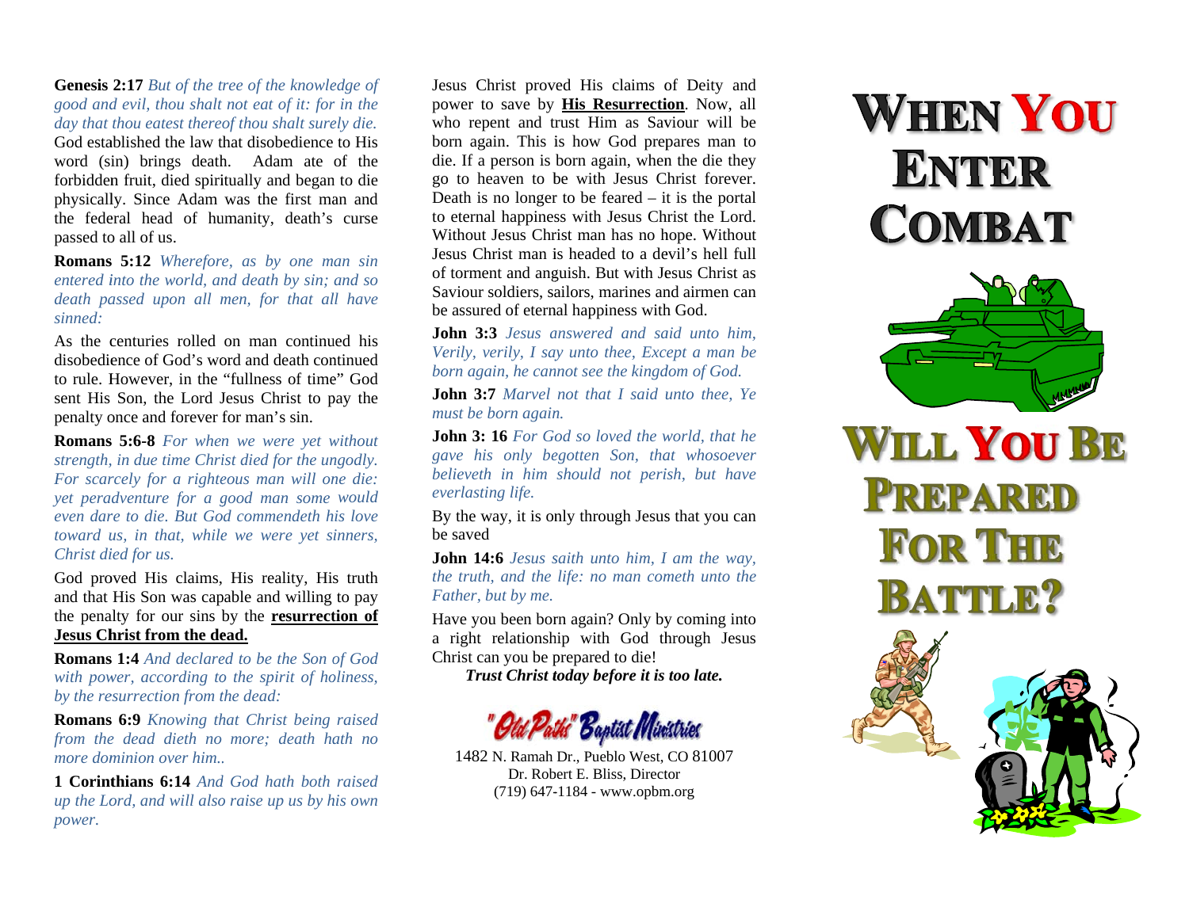**Genesis 2:17** *But of the tree of the knowledge of good and evil, thou shalt not eat of it: for in the day that thou eatest thereof thou shalt surely die.* God established the law that disobedience to His word (sin) brings death. Adam ate of the forbidden fruit, died spiritually and began to die physically. Since Adam was the first man and the federal head of humanity, death's curse passed to all of us.

**Romans 5:12** *Wherefore, as by one man sin entered into the world, and death by sin; and so death passed upon all men, for that all have sinned:*

As the centuries rolled on man continued his disobedience of God's word and death continued to rule. However, in the "fullness of time" God sent His Son, the Lord Jesus Christ to pay the penalty once and forever for man's sin.

**Romans 5:6-8** *For when we were yet without strength, in due time Christ died for the ungodly. For scarcely for a righteous man will one die: yet peradventure for a good man some would even dare to die. But God commendeth his love toward us, in that, while we were yet sinners, Christ died for us.*

God proved His claims, His reality, His truth and that His Son was capable and willing to pay the penalty for our sins by the **resurrection of Jesus Christ from the dead.**

**Romans 1:4** *And declared to be the Son of God with power, according to the spirit of holiness, by the resurrection from the dead:*

**Romans 6:9** *Knowing that Christ being raised from the dead dieth no more; death hath no more dominion over him..*

**1 Corinthians 6:14** *And God hath both raised up the Lord, and will also raise up us by his own power.*

Jesus Christ proved His claims of Deity and power to save by **His Resurrection**. Now, all who repent and trust Him as Saviour will be born again. This is how God prepares man to die. If a person is born again, when the die they go to heaven to be with Jesus Christ forever. Death is no longer to be feared – it is the portal to eternal happiness with Jesus Christ the Lord. Without Jesus Christ man has no hope. Without Jesus Christ man is headed to a devil's hell full of torment and anguish. But with Jesus Christ as Saviour soldiers, sailors, marines and airmen can be assured of eternal happiness with God.

**John 3:3** *Jesus answered and said unto him, Verily, verily, I say unto thee, Except a man be born again, he cannot see the kingdom of God.*

**John 3:7** *Marvel not that I said unto thee, Ye must be born again.*

**John 3: 16** *For God so loved the world, that he gave his only begotten Son, that whosoever believeth in him should not perish, but have everlasting life.*

By the way, it is only through Jesus that you can be saved

**John 14:6** *Jesus saith unto him, I am the way, the truth, and the life: no man cometh unto the Father, but by me.*

Have you been born again? Only by coming into a right relationship with God through Jesus Christ can you be prepared to die!

***Trust Christ today before it is too late.***

"Old Paths" Baptist Ministries

1482 N. Ramah Dr., Pueblo West, CO 81007
Dr. Robert E. Bliss, Director
(719) 647-1184 - www.opbm.org

# When You Enter Combat

# Will You Be Prepared For The Battle?